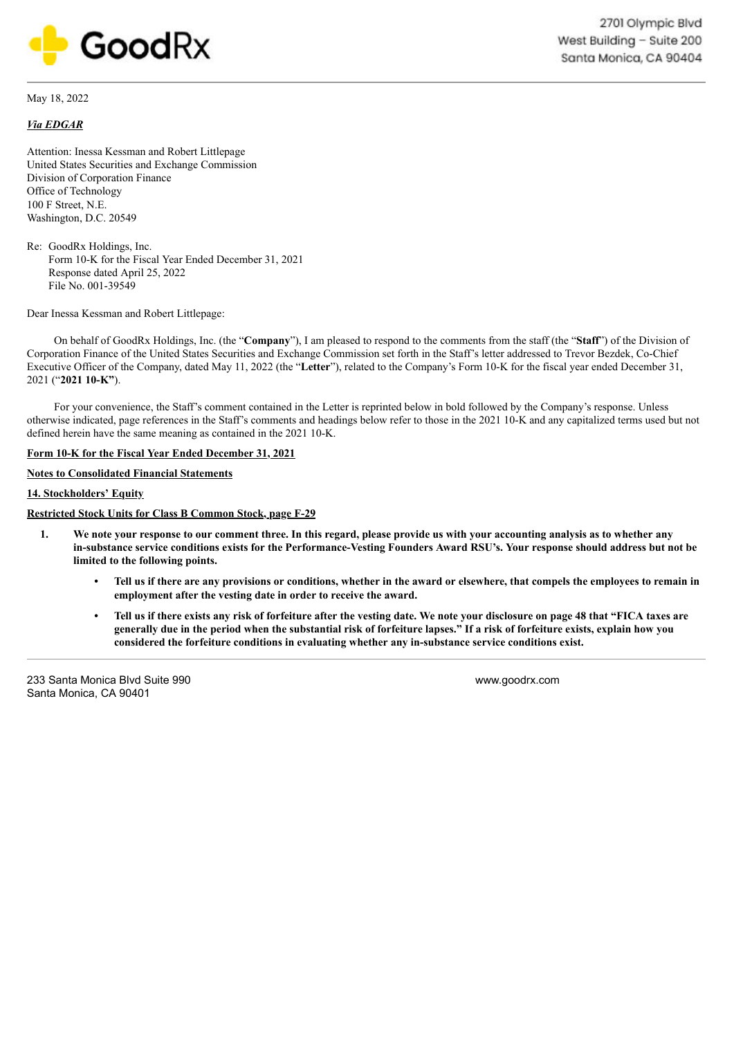GoodRx

2701 Olympic Blvd
West Building – Suite 200
Santa Monica, CA 90404

May 18, 2022

***Via EDGAR***

Attention: Inessa Kessman and Robert Littlepage
United States Securities and Exchange Commission
Division of Corporation Finance
Office of Technology
100 F Street, N.E.
Washington, D.C. 20549

Re: GoodRx Holdings, Inc.
Form 10-K for the Fiscal Year Ended December 31, 2021
Response dated April 25, 2022
File No. 001-39549

Dear Inessa Kessman and Robert Littlepage:

On behalf of GoodRx Holdings, Inc. (the "**Company**"), I am pleased to respond to the comments from the staff (the "**Staff**") of the Division of Corporation Finance of the United States Securities and Exchange Commission set forth in the Staff's letter addressed to Trevor Bezdek, Co-Chief Executive Officer of the Company, dated May 11, 2022 (the "**Letter**"), related to the Company's Form 10-K for the fiscal year ended December 31, 2021 ("**2021 10-K"**).

For your convenience, the Staff's comment contained in the Letter is reprinted below in bold followed by the Company's response. Unless otherwise indicated, page references in the Staff's comments and headings below refer to those in the 2021 10-K and any capitalized terms used but not defined herein have the same meaning as contained in the 2021 10-K.

**Form 10-K for the Fiscal Year Ended December 31, 2021**

**Notes to Consolidated Financial Statements**

**14. Stockholders' Equity**

**Restricted Stock Units for Class B Common Stock, page F-29**

1. **We note your response to our comment three. In this regard, please provide us with your accounting analysis as to whether any in-substance service conditions exists for the Performance-Vesting Founders Award RSU's. Your response should address but not be limited to the following points.**
   - **Tell us if there are any provisions or conditions, whether in the award or elsewhere, that compels the employees to remain in employment after the vesting date in order to receive the award.**
   - **Tell us if there exists any risk of forfeiture after the vesting date. We note your disclosure on page 48 that "FICA taxes are generally due in the period when the substantial risk of forfeiture lapses." If a risk of forfeiture exists, explain how you considered the forfeiture conditions in evaluating whether any in-substance service conditions exist.**

233 Santa Monica Blvd Suite 990
Santa Monica, CA 90401

www.goodrx.com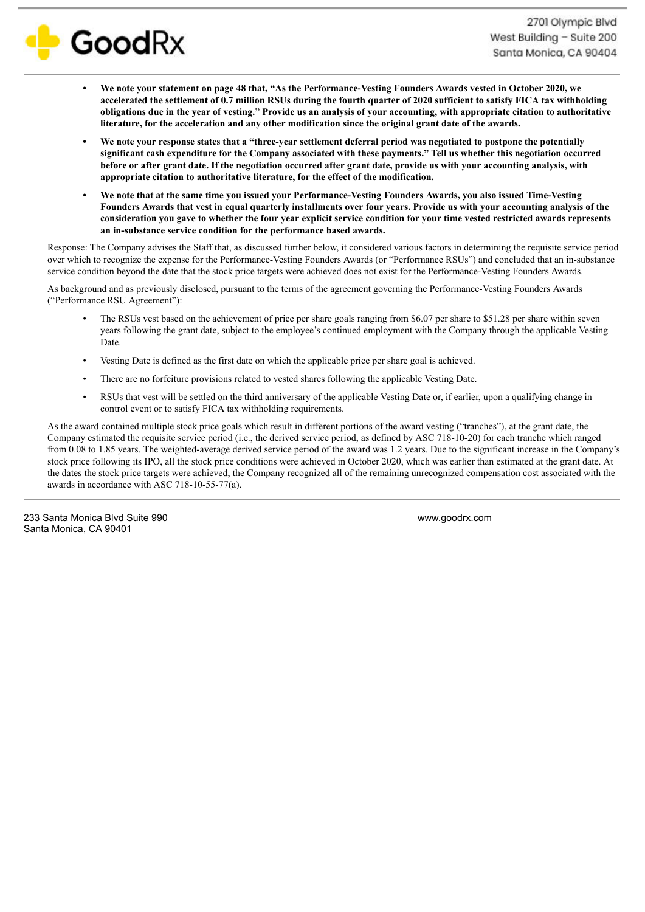- **We note your statement on page 48 that, "As the Performance-Vesting Founders Awards vested in October 2020, we accelerated the settlement of 0.7 million RSUs during the fourth quarter of 2020 sufficient to satisfy FICA tax withholding obligations due in the year of vesting." Provide us an analysis of your accounting, with appropriate citation to authoritative literature, for the acceleration and any other modification since the original grant date of the awards.**
- **We note your response states that a "three-year settlement deferral period was negotiated to postpone the potentially significant cash expenditure for the Company associated with these payments." Tell us whether this negotiation occurred before or after grant date. If the negotiation occurred after grant date, provide us with your accounting analysis, with appropriate citation to authoritative literature, for the effect of the modification.**
- **We note that at the same time you issued your Performance-Vesting Founders Awards, you also issued Time-Vesting Founders Awards that vest in equal quarterly installments over four years. Provide us with your accounting analysis of the consideration you gave to whether the four year explicit service condition for your time vested restricted awards represents an in-substance service condition for the performance based awards.**

<u>Response</u>: The Company advises the Staff that, as discussed further below, it considered various factors in determining the requisite service period over which to recognize the expense for the Performance-Vesting Founders Awards (or "Performance RSUs") and concluded that an in-substance service condition beyond the date that the stock price targets were achieved does not exist for the Performance-Vesting Founders Awards.

As background and as previously disclosed, pursuant to the terms of the agreement governing the Performance-Vesting Founders Awards ("Performance RSU Agreement"):

- The RSUs vest based on the achievement of price per share goals ranging from $6.07 per share to $51.28 per share within seven years following the grant date, subject to the employee's continued employment with the Company through the applicable Vesting Date.
- Vesting Date is defined as the first date on which the applicable price per share goal is achieved.
- There are no forfeiture provisions related to vested shares following the applicable Vesting Date.
- RSUs that vest will be settled on the third anniversary of the applicable Vesting Date or, if earlier, upon a qualifying change in control event or to satisfy FICA tax withholding requirements.

As the award contained multiple stock price goals which result in different portions of the award vesting ("tranches"), at the grant date, the Company estimated the requisite service period (i.e., the derived service period, as defined by ASC 718-10-20) for each tranche which ranged from 0.08 to 1.85 years. The weighted-average derived service period of the award was 1.2 years. Due to the significant increase in the Company's stock price following its IPO, all the stock price conditions were achieved in October 2020, which was earlier than estimated at the grant date. At the dates the stock price targets were achieved, the Company recognized all of the remaining unrecognized compensation cost associated with the awards in accordance with ASC 718-10-55-77(a).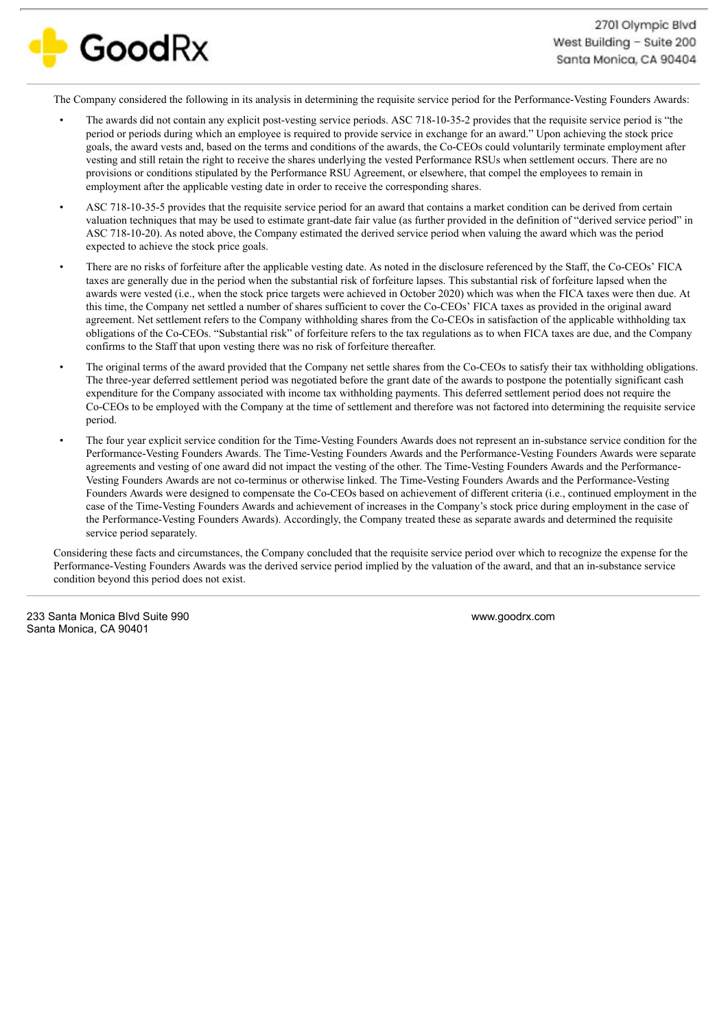The Company considered the following in its analysis in determining the requisite service period for the Performance-Vesting Founders Awards:

- The awards did not contain any explicit post-vesting service periods. ASC 718-10-35-2 provides that the requisite service period is "the period or periods during which an employee is required to provide service in exchange for an award." Upon achieving the stock price goals, the award vests and, based on the terms and conditions of the awards, the Co-CEOs could voluntarily terminate employment after vesting and still retain the right to receive the shares underlying the vested Performance RSUs when settlement occurs. There are no provisions or conditions stipulated by the Performance RSU Agreement, or elsewhere, that compel the employees to remain in employment after the applicable vesting date in order to receive the corresponding shares.
- ASC 718-10-35-5 provides that the requisite service period for an award that contains a market condition can be derived from certain valuation techniques that may be used to estimate grant-date fair value (as further provided in the definition of "derived service period" in ASC 718-10-20). As noted above, the Company estimated the derived service period when valuing the award which was the period expected to achieve the stock price goals.
- There are no risks of forfeiture after the applicable vesting date. As noted in the disclosure referenced by the Staff, the Co-CEOs' FICA taxes are generally due in the period when the substantial risk of forfeiture lapses. This substantial risk of forfeiture lapsed when the awards were vested (i.e., when the stock price targets were achieved in October 2020) which was when the FICA taxes were then due. At this time, the Company net settled a number of shares sufficient to cover the Co-CEOs' FICA taxes as provided in the original award agreement. Net settlement refers to the Company withholding shares from the Co-CEOs in satisfaction of the applicable withholding tax obligations of the Co-CEOs. "Substantial risk" of forfeiture refers to the tax regulations as to when FICA taxes are due, and the Company confirms to the Staff that upon vesting there was no risk of forfeiture thereafter.
- The original terms of the award provided that the Company net settle shares from the Co-CEOs to satisfy their tax withholding obligations. The three-year deferred settlement period was negotiated before the grant date of the awards to postpone the potentially significant cash expenditure for the Company associated with income tax withholding payments. This deferred settlement period does not require the Co-CEOs to be employed with the Company at the time of settlement and therefore was not factored into determining the requisite service period.
- The four year explicit service condition for the Time-Vesting Founders Awards does not represent an in-substance service condition for the Performance-Vesting Founders Awards. The Time-Vesting Founders Awards and the Performance-Vesting Founders Awards were separate agreements and vesting of one award did not impact the vesting of the other. The Time-Vesting Founders Awards and the Performance-Vesting Founders Awards are not co-terminus or otherwise linked. The Time-Vesting Founders Awards and the Performance-Vesting Founders Awards were designed to compensate the Co-CEOs based on achievement of different criteria (i.e., continued employment in the case of the Time-Vesting Founders Awards and achievement of increases in the Company's stock price during employment in the case of the Performance-Vesting Founders Awards). Accordingly, the Company treated these as separate awards and determined the requisite service period separately.

Considering these facts and circumstances, the Company concluded that the requisite service period over which to recognize the expense for the Performance-Vesting Founders Awards was the derived service period implied by the valuation of the award, and that an in-substance service condition beyond this period does not exist.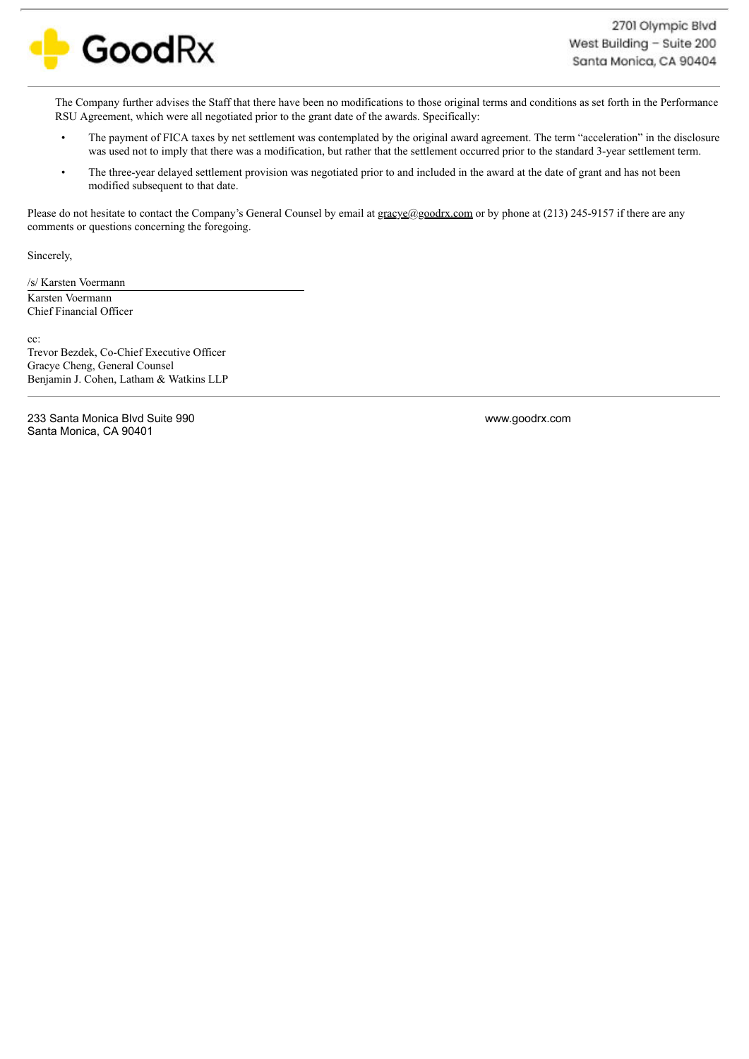The Company further advises the Staff that there have been no modifications to those original terms and conditions as set forth in the Performance RSU Agreement, which were all negotiated prior to the grant date of the awards. Specifically:

- The payment of FICA taxes by net settlement was contemplated by the original award agreement. The term "acceleration" in the disclosure was used not to imply that there was a modification, but rather that the settlement occurred prior to the standard 3-year settlement term.
- The three-year delayed settlement provision was negotiated prior to and included in the award at the date of grant and has not been modified subsequent to that date.

Please do not hesitate to contact the Company's General Counsel by email at gracye@goodrx.com or by phone at (213) 245-9157 if there are any comments or questions concerning the foregoing.

Sincerely,

/s/ Karsten Voermann

Karsten Voermann
Chief Financial Officer

cc:
Trevor Bezdek, Co-Chief Executive Officer
Gracye Cheng, General Counsel
Benjamin J. Cohen, Latham & Watkins LLP